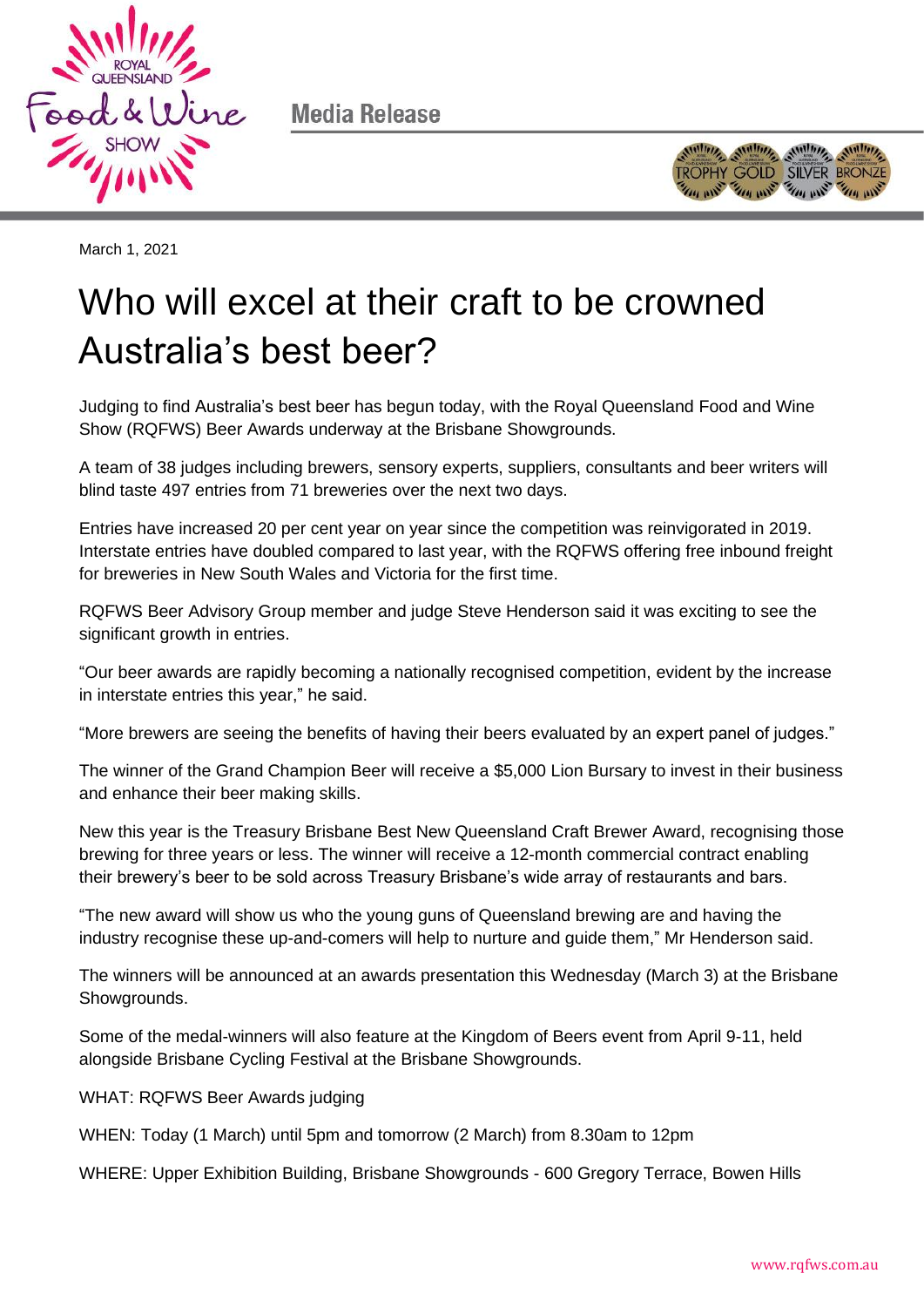Media Release

March 1, 2021

# Who will excel at their craft to be crowned Australia's best beer?

Judging to find Australia's best beer has begun today, with the Royal Queensland Food and Wine Show (RQFWS) Beer Awards underway at the Brisbane Showgrounds.

A team of 38 judges including brewers, sensory experts, suppliers, consultants and beer writers will blind taste 497 entries from 71 breweries over the next two days.

Entries have increased 20 per cent year on year since the competition was reinvigorated in 2019. Interstate entries have doubled compared to last year, with the RQFWS offering free inbound freight for breweries in New South Wales and Victoria for the first time.

RQFWS Beer Advisory Group member and judge Steve Henderson said it was exciting to see the significant growth in entries.

"Our beer awards are rapidly becoming a nationally recognised competition, evident by the increase in interstate entries this year," he said.

"More brewers are seeing the benefits of having their beers evaluated by an expert panel of judges."

The winner of the Grand Champion Beer will receive a $5,000 Lion Bursary to invest in their business and enhance their beer making skills.

New this year is the Treasury Brisbane Best New Queensland Craft Brewer Award, recognising those brewing for three years or less. The winner will receive a 12-month commercial contract enabling their brewery's beer to be sold across Treasury Brisbane's wide array of restaurants and bars.

"The new award will show us who the young guns of Queensland brewing are and having the industry recognise these up-and-comers will help to nurture and guide them," Mr Henderson said.

The winners will be announced at an awards presentation this Wednesday (March 3) at the Brisbane Showgrounds.

Some of the medal-winners will also feature at the Kingdom of Beers event from April 9-11, held alongside Brisbane Cycling Festival at the Brisbane Showgrounds.

WHAT: RQFWS Beer Awards judging

WHEN: Today (1 March) until 5pm and tomorrow (2 March) from 8.30am to 12pm

WHERE: Upper Exhibition Building, Brisbane Showgrounds - 600 Gregory Terrace, Bowen Hills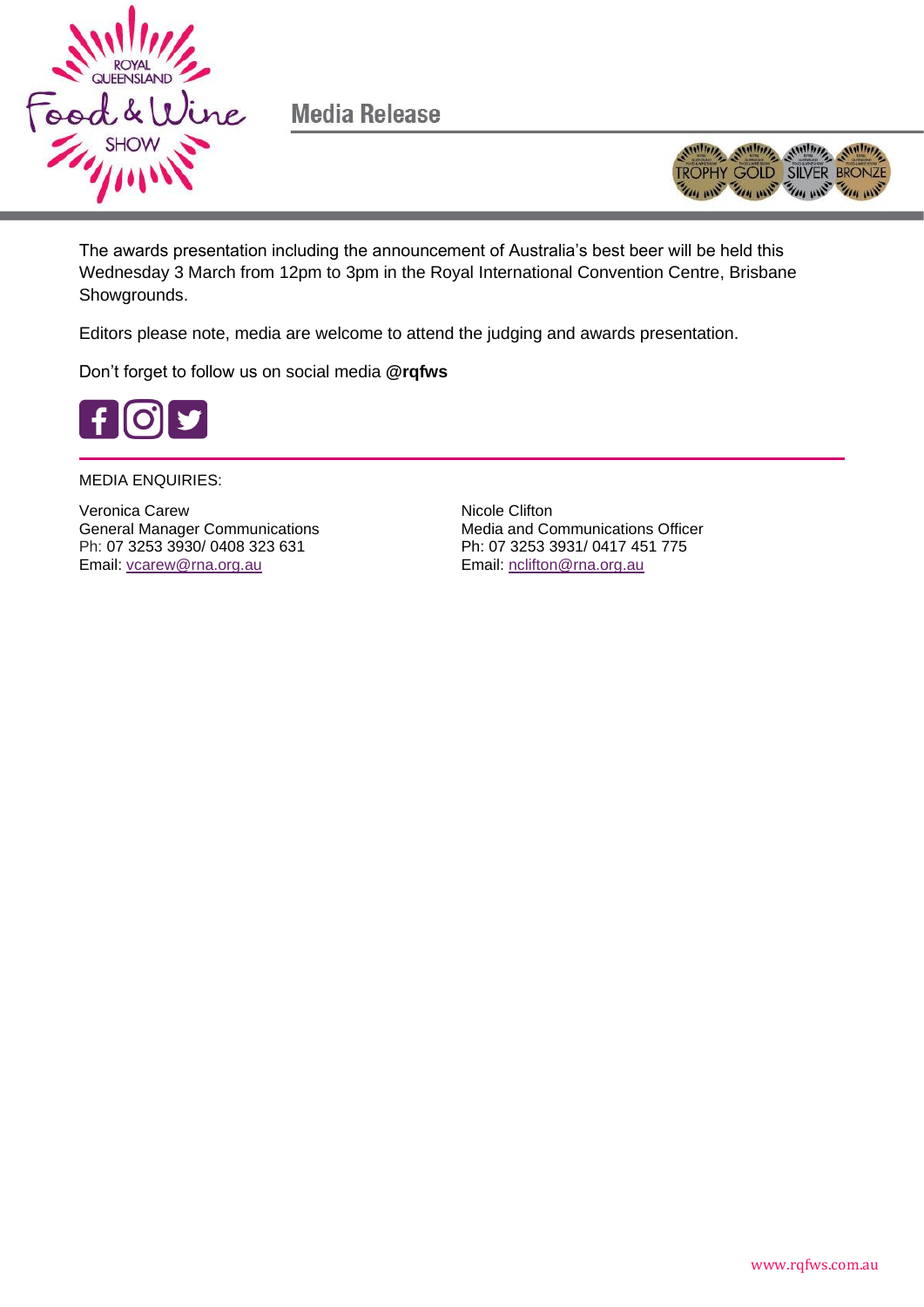The awards presentation including the announcement of Australia's best beer will be held this Wednesday 3 March from 12pm to 3pm in the Royal International Convention Centre, Brisbane Showgrounds.

Editors please note, media are welcome to attend the judging and awards presentation.

Don't forget to follow us on social media **@rqfws**

MEDIA ENQUIRIES:

Veronica Carew
General Manager Communications
Ph: 07 3253 3930/ 0408 323 631
Email: vcarew@rna.org.au

Nicole Clifton
Media and Communications Officer
Ph: 07 3253 3931/ 0417 451 775
Email: nclifton@rna.org.au